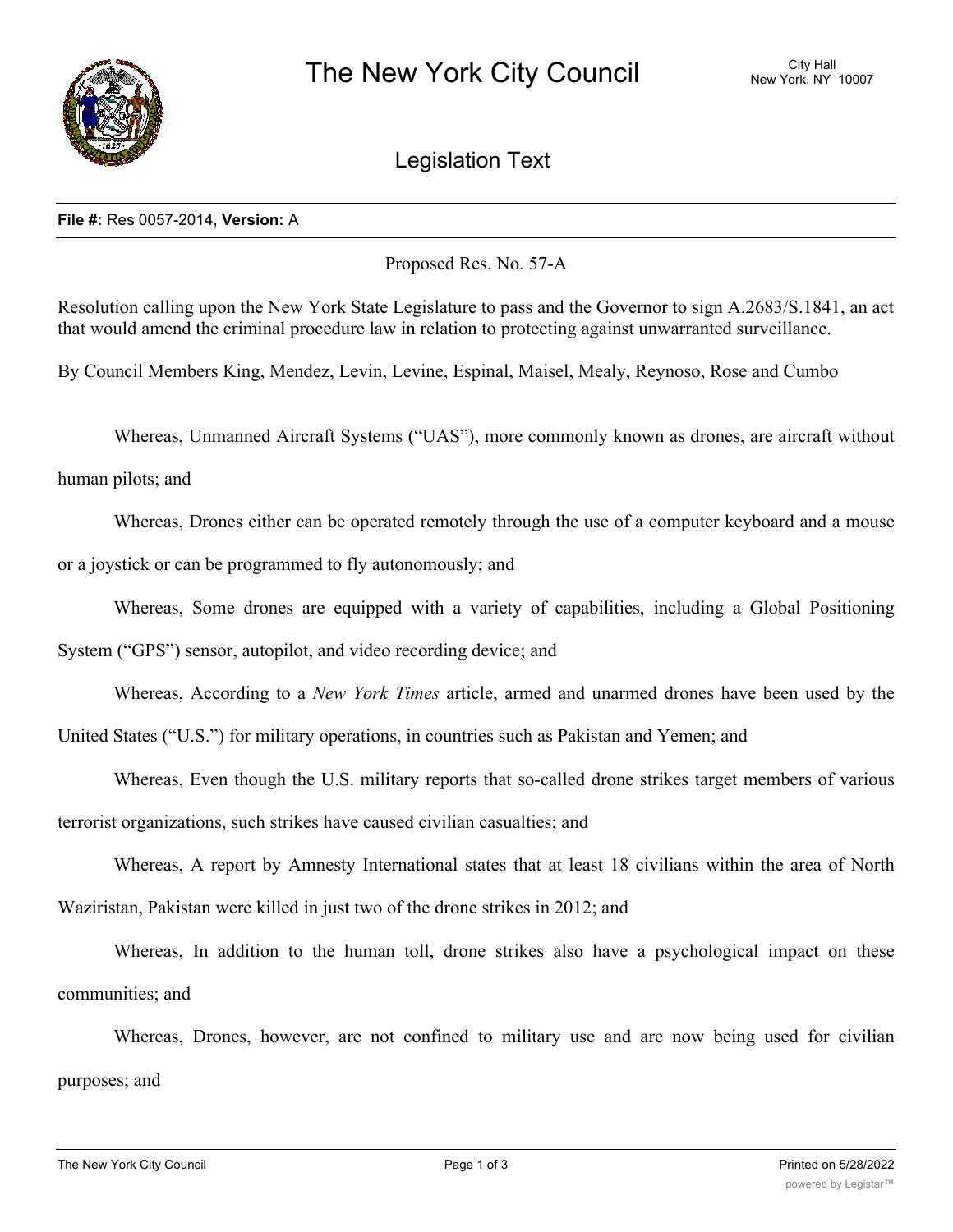# The New York City Council

City Hall
New York, NY 10007

## Legislation Text

**File #:** Res 0057-2014, **Version:** A

Proposed Res. No. 57-A

Resolution calling upon the New York State Legislature to pass and the Governor to sign A.2683/S.1841, an act that would amend the criminal procedure law in relation to protecting against unwarranted surveillance.

By Council Members King, Mendez, Levin, Levine, Espinal, Maisel, Mealy, Reynoso, Rose and Cumbo

Whereas, Unmanned Aircraft Systems ("UAS"), more commonly known as drones, are aircraft without human pilots; and

Whereas, Drones either can be operated remotely through the use of a computer keyboard and a mouse or a joystick or can be programmed to fly autonomously; and

Whereas, Some drones are equipped with a variety of capabilities, including a Global Positioning System ("GPS") sensor, autopilot, and video recording device; and

Whereas, According to a *New York Times* article, armed and unarmed drones have been used by the United States ("U.S.") for military operations, in countries such as Pakistan and Yemen; and

Whereas, Even though the U.S. military reports that so-called drone strikes target members of various terrorist organizations, such strikes have caused civilian casualties; and

Whereas, A report by Amnesty International states that at least 18 civilians within the area of North Waziristan, Pakistan were killed in just two of the drone strikes in 2012; and

Whereas, In addition to the human toll, drone strikes also have a psychological impact on these communities; and

Whereas, Drones, however, are not confined to military use and are now being used for civilian purposes; and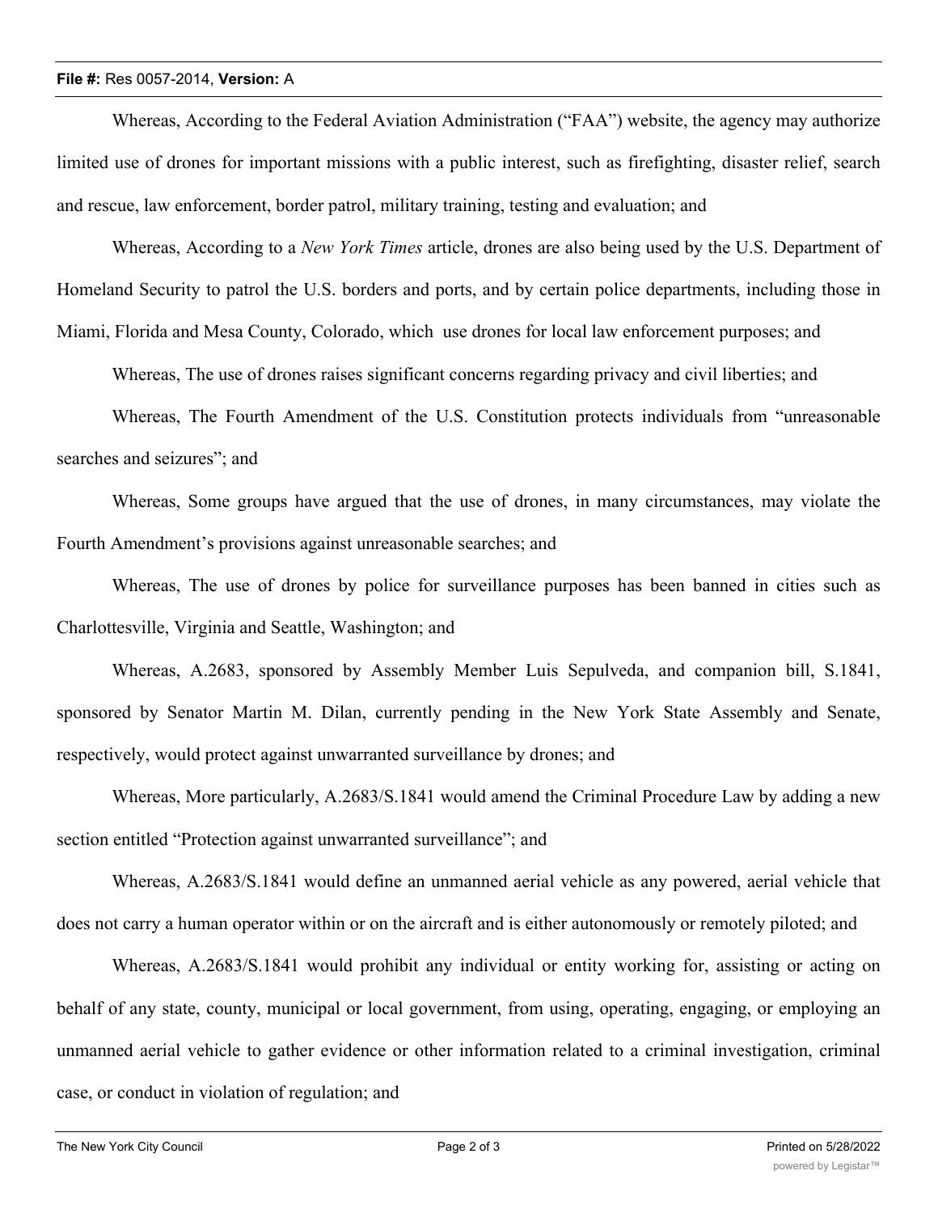Whereas, According to the Federal Aviation Administration ("FAA") website, the agency may authorize limited use of drones for important missions with a public interest, such as firefighting, disaster relief, search and rescue, law enforcement, border patrol, military training, testing and evaluation; and

Whereas, According to a *New York Times* article, drones are also being used by the U.S. Department of Homeland Security to patrol the U.S. borders and ports, and by certain police departments, including those in Miami, Florida and Mesa County, Colorado, which use drones for local law enforcement purposes; and

Whereas, The use of drones raises significant concerns regarding privacy and civil liberties; and

Whereas, The Fourth Amendment of the U.S. Constitution protects individuals from "unreasonable searches and seizures"; and

Whereas, Some groups have argued that the use of drones, in many circumstances, may violate the Fourth Amendment's provisions against unreasonable searches; and

Whereas, The use of drones by police for surveillance purposes has been banned in cities such as Charlottesville, Virginia and Seattle, Washington; and

Whereas, A.2683, sponsored by Assembly Member Luis Sepulveda, and companion bill, S.1841, sponsored by Senator Martin M. Dilan, currently pending in the New York State Assembly and Senate, respectively, would protect against unwarranted surveillance by drones; and

Whereas, More particularly, A.2683/S.1841 would amend the Criminal Procedure Law by adding a new section entitled "Protection against unwarranted surveillance"; and

Whereas, A.2683/S.1841 would define an unmanned aerial vehicle as any powered, aerial vehicle that does not carry a human operator within or on the aircraft and is either autonomously or remotely piloted; and

Whereas, A.2683/S.1841 would prohibit any individual or entity working for, assisting or acting on behalf of any state, county, municipal or local government, from using, operating, engaging, or employing an unmanned aerial vehicle to gather evidence or other information related to a criminal investigation, criminal case, or conduct in violation of regulation; and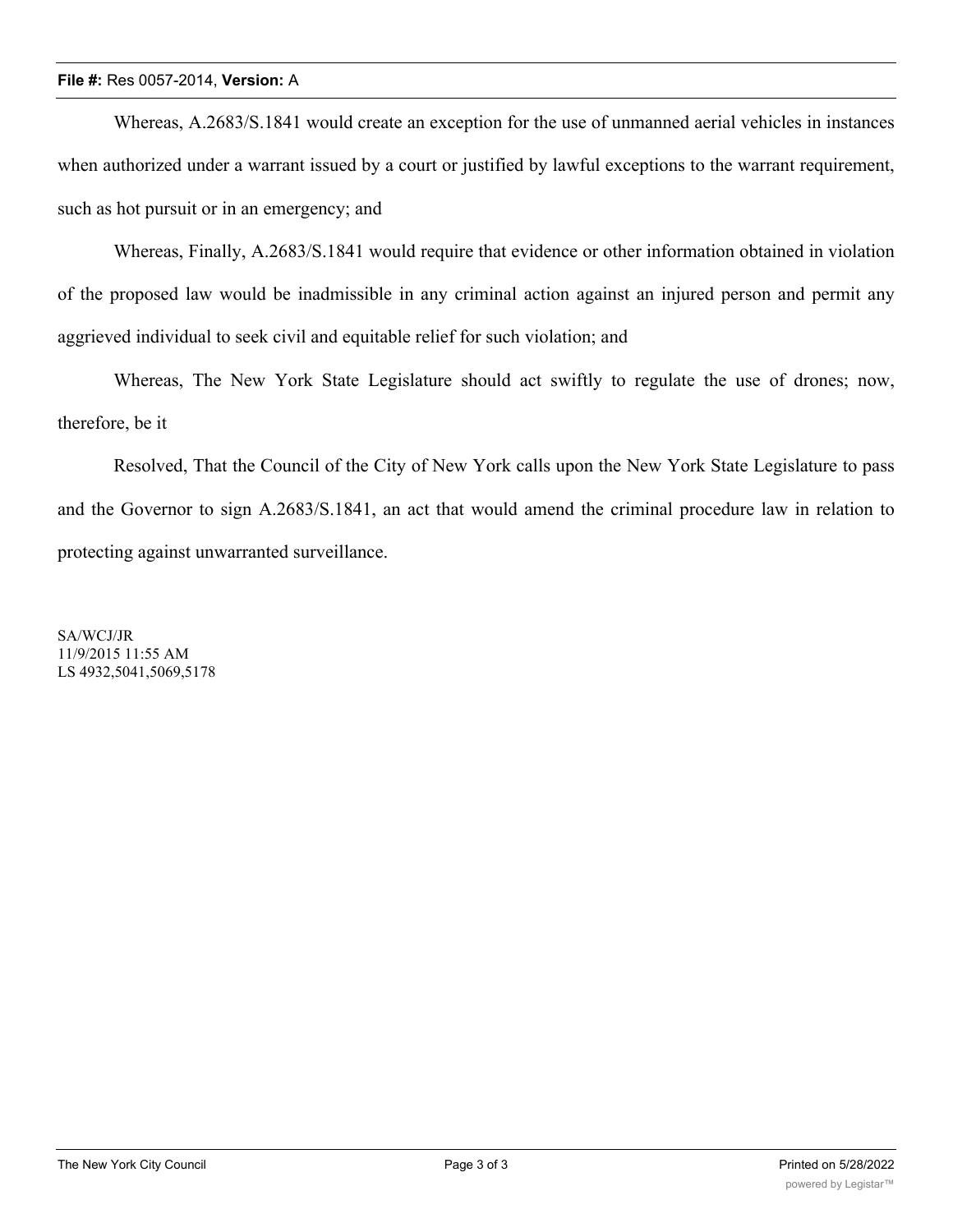Whereas, A.2683/S.1841 would create an exception for the use of unmanned aerial vehicles in instances when authorized under a warrant issued by a court or justified by lawful exceptions to the warrant requirement, such as hot pursuit or in an emergency; and

Whereas, Finally, A.2683/S.1841 would require that evidence or other information obtained in violation of the proposed law would be inadmissible in any criminal action against an injured person and permit any aggrieved individual to seek civil and equitable relief for such violation; and

Whereas, The New York State Legislature should act swiftly to regulate the use of drones; now, therefore, be it

Resolved, That the Council of the City of New York calls upon the New York State Legislature to pass and the Governor to sign A.2683/S.1841, an act that would amend the criminal procedure law in relation to protecting against unwarranted surveillance.

SA/WCJ/JR
11/9/2015 11:55 AM
LS 4932,5041,5069,5178